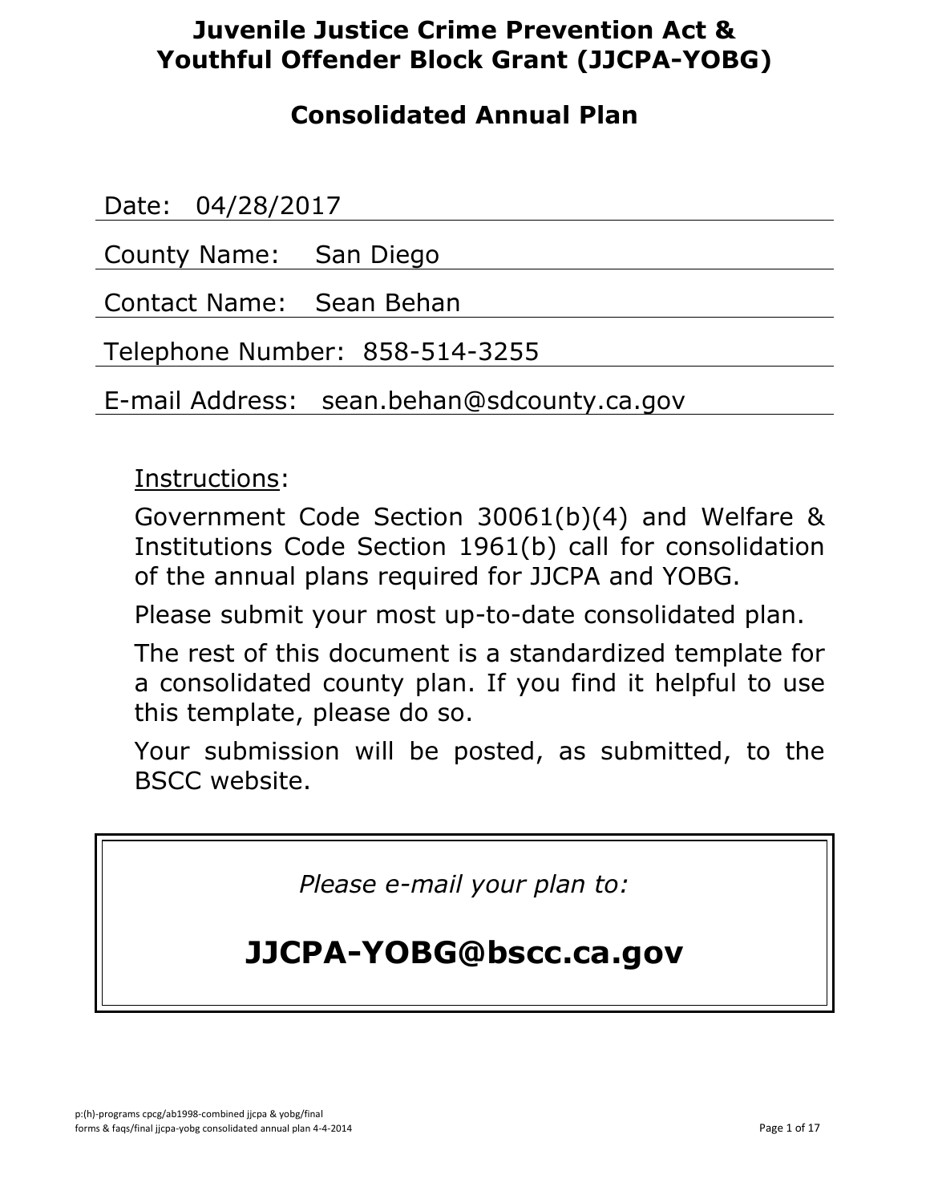# Juvenile Justice Crime Prevention Act & Youthful Offender Block Grant (JJCPA-YOBG)

## Consolidated Annual Plan

Date: 04/28/2017

County Name: San Diego

Contact Name: Sean Behan

Telephone Number: 858-514-3255

E-mail Address: sean.behan@sdcounty.ca.gov

Instructions:

Government Code Section 30061(b)(4) and Welfare & Institutions Code Section 1961(b) call for consolidation of the annual plans required for JJCPA and YOBG.

Please submit your most up-to-date consolidated plan.

The rest of this document is a standardized template for a consolidated county plan. If you find it helpful to use this template, please do so.

Your submission will be posted, as submitted, to the BSCC website.

*Please e-mail your plan to:*

**JJCPA-YOBG@bscc.ca.gov**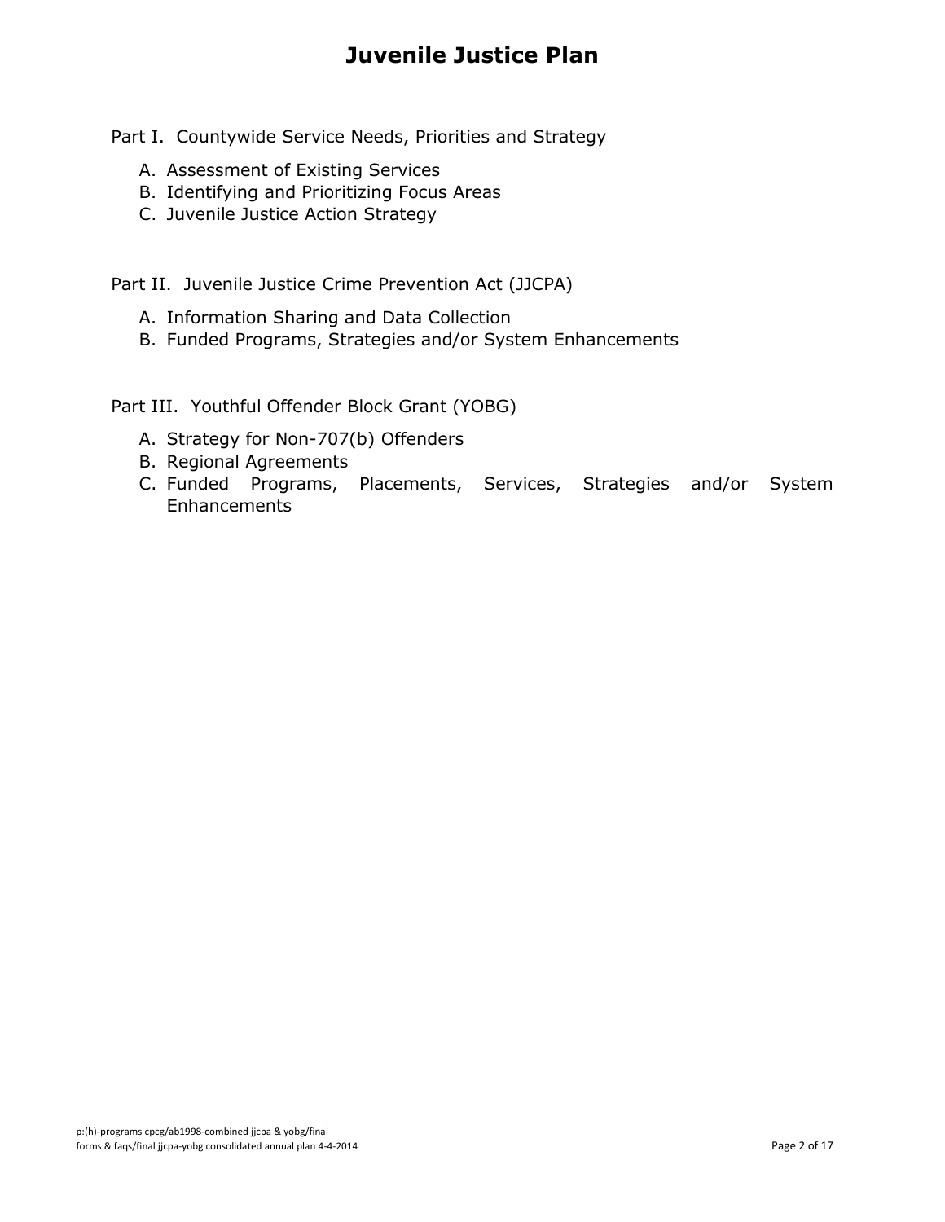# Juvenile Justice Plan

Part I. Countywide Service Needs, Priorities and Strategy

A. Assessment of Existing Services
B. Identifying and Prioritizing Focus Areas
C. Juvenile Justice Action Strategy

Part II. Juvenile Justice Crime Prevention Act (JJCPA)

A. Information Sharing and Data Collection
B. Funded Programs, Strategies and/or System Enhancements

Part III. Youthful Offender Block Grant (YOBG)

A. Strategy for Non-707(b) Offenders
B. Regional Agreements
C. Funded Programs, Placements, Services, Strategies and/or System Enhancements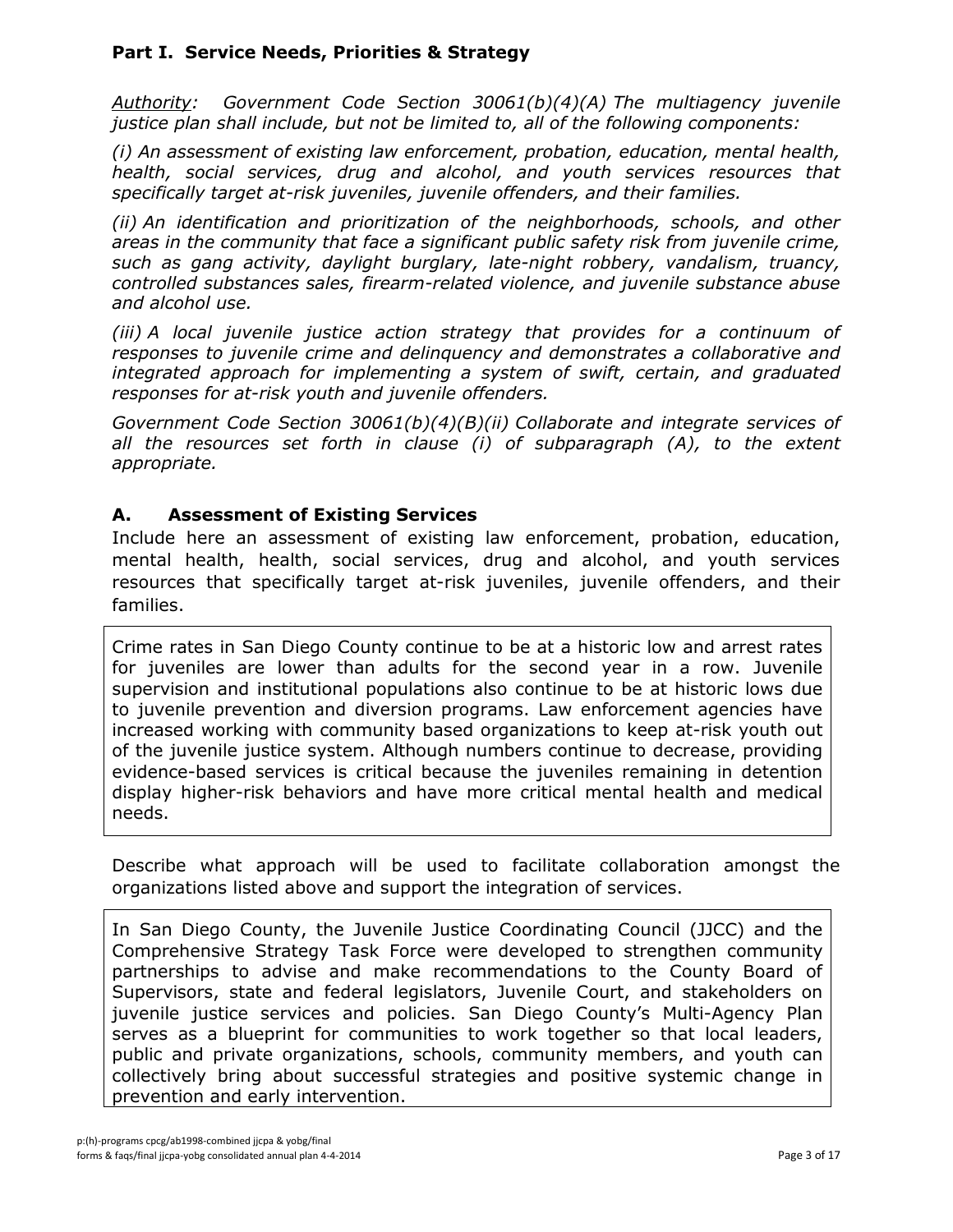## Part I. Service Needs, Priorities & Strategy

*<u>Authority</u>: Government Code Section 30061(b)(4)(A) The multiagency juvenile justice plan shall include, but not be limited to, all of the following components:*

*(i) An assessment of existing law enforcement, probation, education, mental health, health, social services, drug and alcohol, and youth services resources that specifically target at-risk juveniles, juvenile offenders, and their families.*

*(ii) An identification and prioritization of the neighborhoods, schools, and other areas in the community that face a significant public safety risk from juvenile crime, such as gang activity, daylight burglary, late-night robbery, vandalism, truancy, controlled substances sales, firearm-related violence, and juvenile substance abuse and alcohol use.*

*(iii) A local juvenile justice action strategy that provides for a continuum of responses to juvenile crime and delinquency and demonstrates a collaborative and integrated approach for implementing a system of swift, certain, and graduated responses for at-risk youth and juvenile offenders.*

*Government Code Section 30061(b)(4)(B)(ii) Collaborate and integrate services of all the resources set forth in clause (i) of subparagraph (A), to the extent appropriate.*

### A. Assessment of Existing Services

Include here an assessment of existing law enforcement, probation, education, mental health, health, social services, drug and alcohol, and youth services resources that specifically target at-risk juveniles, juvenile offenders, and their families.

Crime rates in San Diego County continue to be at a historic low and arrest rates for juveniles are lower than adults for the second year in a row. Juvenile supervision and institutional populations also continue to be at historic lows due to juvenile prevention and diversion programs. Law enforcement agencies have increased working with community based organizations to keep at-risk youth out of the juvenile justice system. Although numbers continue to decrease, providing evidence-based services is critical because the juveniles remaining in detention display higher-risk behaviors and have more critical mental health and medical needs.

Describe what approach will be used to facilitate collaboration amongst the organizations listed above and support the integration of services.

In San Diego County, the Juvenile Justice Coordinating Council (JJCC) and the Comprehensive Strategy Task Force were developed to strengthen community partnerships to advise and make recommendations to the County Board of Supervisors, state and federal legislators, Juvenile Court, and stakeholders on juvenile justice services and policies. San Diego County's Multi-Agency Plan serves as a blueprint for communities to work together so that local leaders, public and private organizations, schools, community members, and youth can collectively bring about successful strategies and positive systemic change in prevention and early intervention.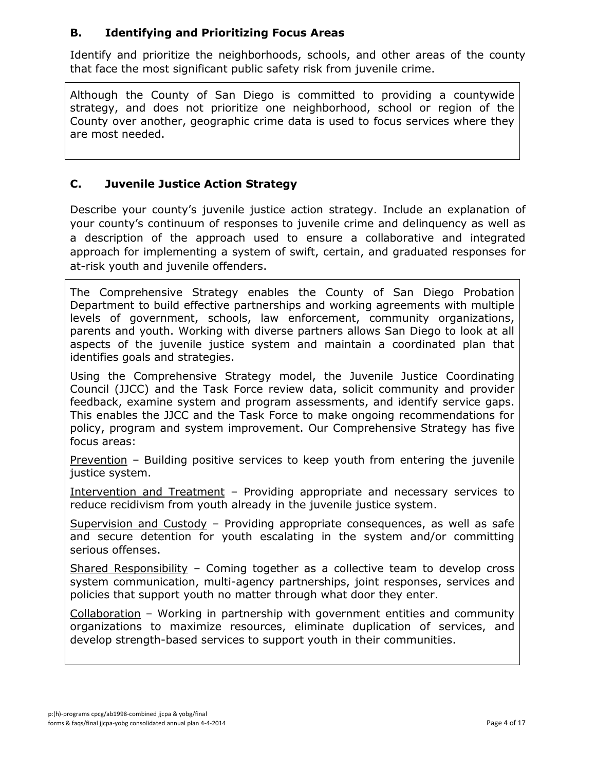### B. Identifying and Prioritizing Focus Areas

Identify and prioritize the neighborhoods, schools, and other areas of the county that face the most significant public safety risk from juvenile crime.

Although the County of San Diego is committed to providing a countywide strategy, and does not prioritize one neighborhood, school or region of the County over another, geographic crime data is used to focus services where they are most needed.

### C. Juvenile Justice Action Strategy

Describe your county's juvenile justice action strategy. Include an explanation of your county's continuum of responses to juvenile crime and delinquency as well as a description of the approach used to ensure a collaborative and integrated approach for implementing a system of swift, certain, and graduated responses for at-risk youth and juvenile offenders.

The Comprehensive Strategy enables the County of San Diego Probation Department to build effective partnerships and working agreements with multiple levels of government, schools, law enforcement, community organizations, parents and youth. Working with diverse partners allows San Diego to look at all aspects of the juvenile justice system and maintain a coordinated plan that identifies goals and strategies.

Using the Comprehensive Strategy model, the Juvenile Justice Coordinating Council (JJCC) and the Task Force review data, solicit community and provider feedback, examine system and program assessments, and identify service gaps. This enables the JJCC and the Task Force to make ongoing recommendations for policy, program and system improvement. Our Comprehensive Strategy has five focus areas:

<u>Prevention</u> – Building positive services to keep youth from entering the juvenile justice system.

<u>Intervention and Treatment</u> – Providing appropriate and necessary services to reduce recidivism from youth already in the juvenile justice system.

<u>Supervision and Custody</u> – Providing appropriate consequences, as well as safe and secure detention for youth escalating in the system and/or committing serious offenses.

<u>Shared Responsibility</u> – Coming together as a collective team to develop cross system communication, multi-agency partnerships, joint responses, services and policies that support youth no matter through what door they enter.

<u>Collaboration</u> – Working in partnership with government entities and community organizations to maximize resources, eliminate duplication of services, and develop strength-based services to support youth in their communities.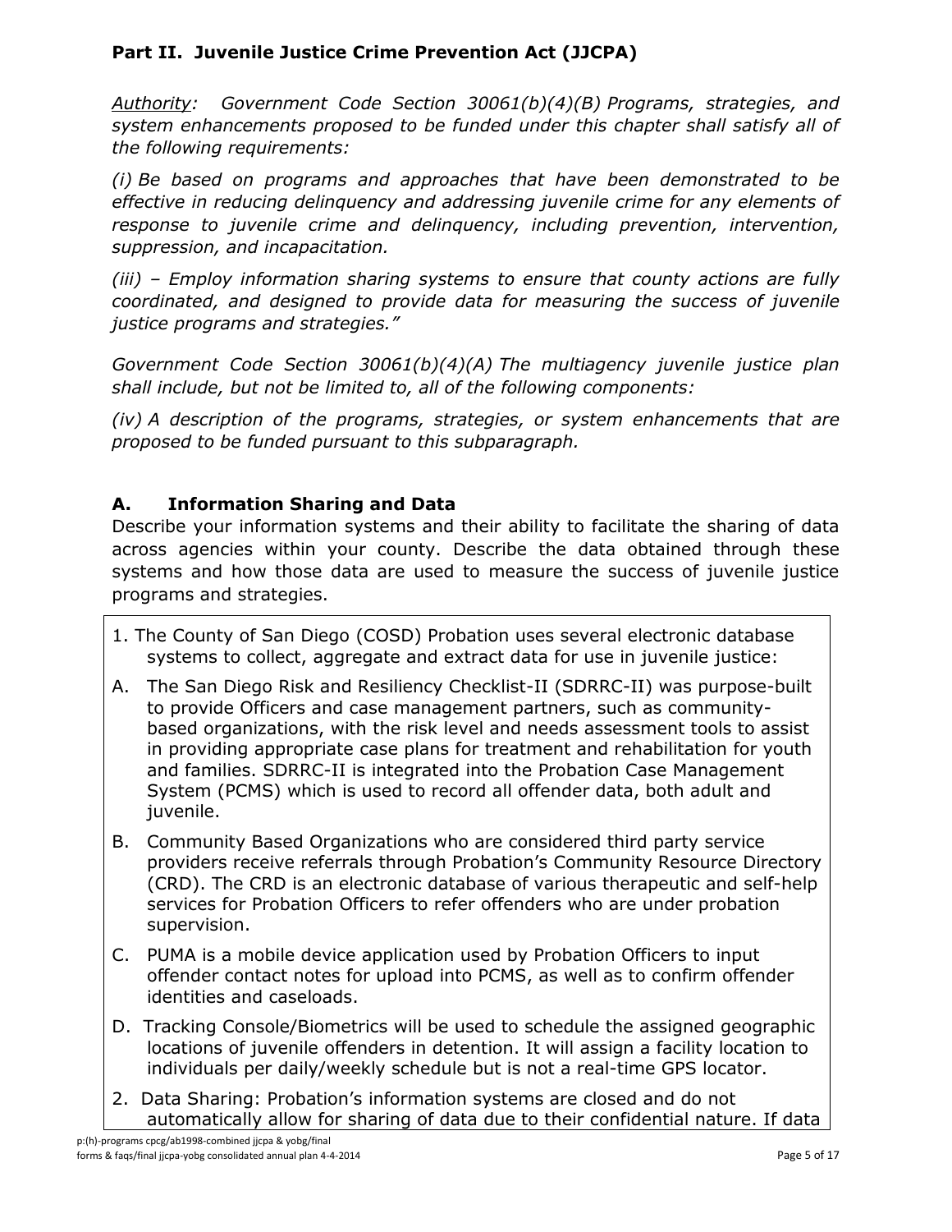## Part II. Juvenile Justice Crime Prevention Act (JJCPA)

*Authority: Government Code Section 30061(b)(4)(B) Programs, strategies, and system enhancements proposed to be funded under this chapter shall satisfy all of the following requirements:*

*(i) Be based on programs and approaches that have been demonstrated to be effective in reducing delinquency and addressing juvenile crime for any elements of response to juvenile crime and delinquency, including prevention, intervention, suppression, and incapacitation.*

*(iii) – Employ information sharing systems to ensure that county actions are fully coordinated, and designed to provide data for measuring the success of juvenile justice programs and strategies."*

*Government Code Section 30061(b)(4)(A) The multiagency juvenile justice plan shall include, but not be limited to, all of the following components:*

*(iv) A description of the programs, strategies, or system enhancements that are proposed to be funded pursuant to this subparagraph.*

### A. Information Sharing and Data

Describe your information systems and their ability to facilitate the sharing of data across agencies within your county. Describe the data obtained through these systems and how those data are used to measure the success of juvenile justice programs and strategies.

1. The County of San Diego (COSD) Probation uses several electronic database systems to collect, aggregate and extract data for use in juvenile justice:

A. The San Diego Risk and Resiliency Checklist-II (SDRRC-II) was purpose-built to provide Officers and case management partners, such as community-based organizations, with the risk level and needs assessment tools to assist in providing appropriate case plans for treatment and rehabilitation for youth and families. SDRRC-II is integrated into the Probation Case Management System (PCMS) which is used to record all offender data, both adult and juvenile.

B. Community Based Organizations who are considered third party service providers receive referrals through Probation's Community Resource Directory (CRD). The CRD is an electronic database of various therapeutic and self-help services for Probation Officers to refer offenders who are under probation supervision.

C. PUMA is a mobile device application used by Probation Officers to input offender contact notes for upload into PCMS, as well as to confirm offender identities and caseloads.

D. Tracking Console/Biometrics will be used to schedule the assigned geographic locations of juvenile offenders in detention. It will assign a facility location to individuals per daily/weekly schedule but is not a real-time GPS locator.

2. Data Sharing: Probation's information systems are closed and do not automatically allow for sharing of data due to their confidential nature. If data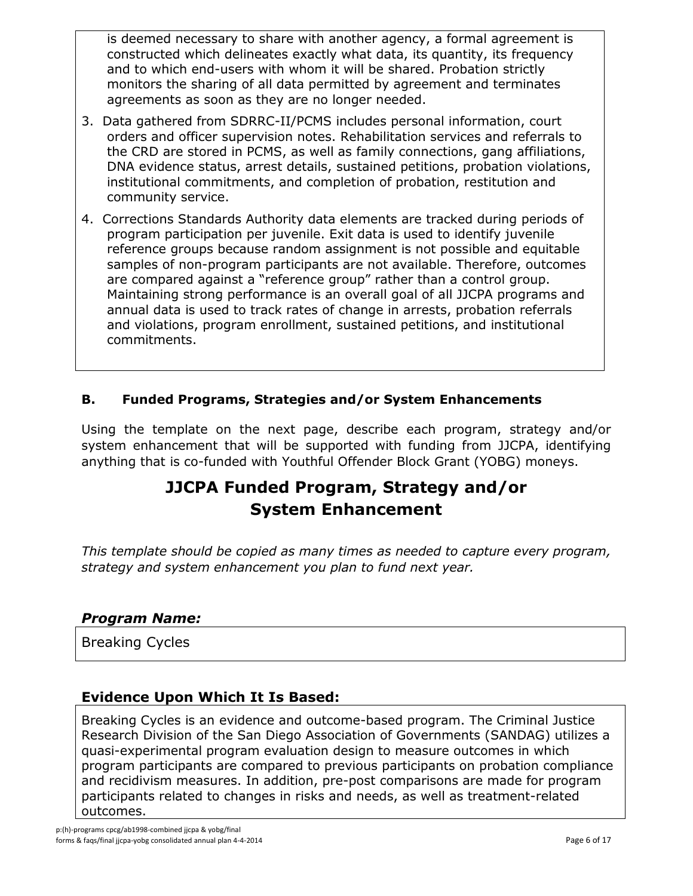is deemed necessary to share with another agency, a formal agreement is constructed which delineates exactly what data, its quantity, its frequency and to which end-users with whom it will be shared. Probation strictly monitors the sharing of all data permitted by agreement and terminates agreements as soon as they are no longer needed.

3. Data gathered from SDRRC-II/PCMS includes personal information, court orders and officer supervision notes. Rehabilitation services and referrals to the CRD are stored in PCMS, as well as family connections, gang affiliations, DNA evidence status, arrest details, sustained petitions, probation violations, institutional commitments, and completion of probation, restitution and community service.
4. Corrections Standards Authority data elements are tracked during periods of program participation per juvenile. Exit data is used to identify juvenile reference groups because random assignment is not possible and equitable samples of non-program participants are not available. Therefore, outcomes are compared against a "reference group" rather than a control group. Maintaining strong performance is an overall goal of all JJCPA programs and annual data is used to track rates of change in arrests, probation referrals and violations, program enrollment, sustained petitions, and institutional commitments.

### B. Funded Programs, Strategies and/or System Enhancements

Using the template on the next page, describe each program, strategy and/or system enhancement that will be supported with funding from JJCPA, identifying anything that is co-funded with Youthful Offender Block Grant (YOBG) moneys.

# JJCPA Funded Program, Strategy and/or System Enhancement

*This template should be copied as many times as needed to capture every program, strategy and system enhancement you plan to fund next year.*

### *Program Name:*

Breaking Cycles

### Evidence Upon Which It Is Based:

Breaking Cycles is an evidence and outcome-based program. The Criminal Justice Research Division of the San Diego Association of Governments (SANDAG) utilizes a quasi-experimental program evaluation design to measure outcomes in which program participants are compared to previous participants on probation compliance and recidivism measures. In addition, pre-post comparisons are made for program participants related to changes in risks and needs, as well as treatment-related outcomes.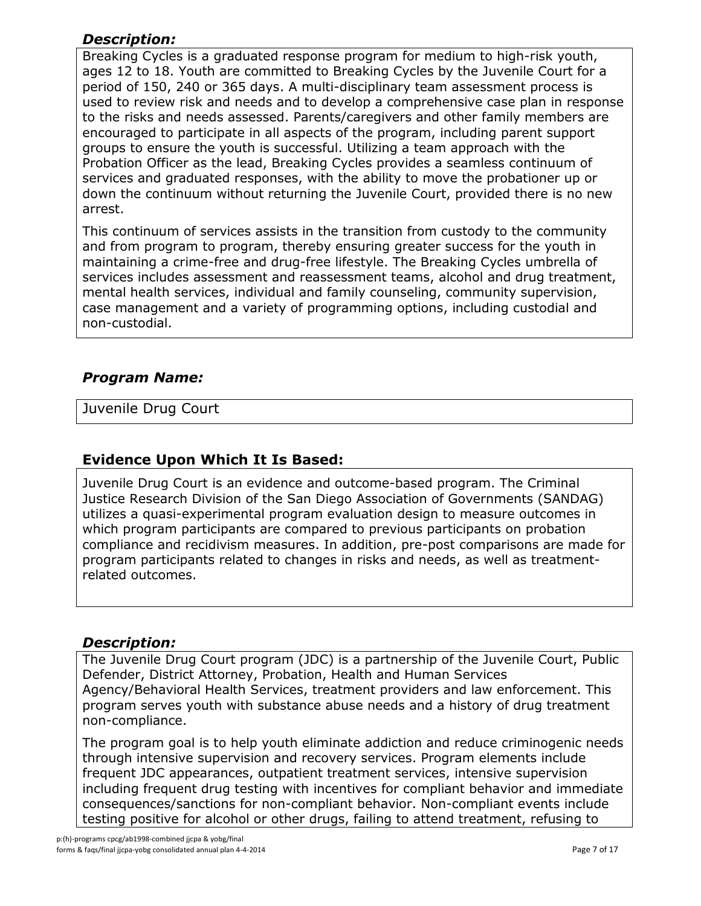### *Description:*

Breaking Cycles is a graduated response program for medium to high-risk youth, ages 12 to 18. Youth are committed to Breaking Cycles by the Juvenile Court for a period of 150, 240 or 365 days. A multi-disciplinary team assessment process is used to review risk and needs and to develop a comprehensive case plan in response to the risks and needs assessed. Parents/caregivers and other family members are encouraged to participate in all aspects of the program, including parent support groups to ensure the youth is successful. Utilizing a team approach with the Probation Officer as the lead, Breaking Cycles provides a seamless continuum of services and graduated responses, with the ability to move the probationer up or down the continuum without returning the Juvenile Court, provided there is no new arrest.

This continuum of services assists in the transition from custody to the community and from program to program, thereby ensuring greater success for the youth in maintaining a crime-free and drug-free lifestyle. The Breaking Cycles umbrella of services includes assessment and reassessment teams, alcohol and drug treatment, mental health services, individual and family counseling, community supervision, case management and a variety of programming options, including custodial and non-custodial.

### *Program Name:*

Juvenile Drug Court

### **Evidence Upon Which It Is Based:**

Juvenile Drug Court is an evidence and outcome-based program. The Criminal Justice Research Division of the San Diego Association of Governments (SANDAG) utilizes a quasi-experimental program evaluation design to measure outcomes in which program participants are compared to previous participants on probation compliance and recidivism measures. In addition, pre-post comparisons are made for program participants related to changes in risks and needs, as well as treatment-related outcomes.

### *Description:*

The Juvenile Drug Court program (JDC) is a partnership of the Juvenile Court, Public Defender, District Attorney, Probation, Health and Human Services Agency/Behavioral Health Services, treatment providers and law enforcement. This program serves youth with substance abuse needs and a history of drug treatment non-compliance.

The program goal is to help youth eliminate addiction and reduce criminogenic needs through intensive supervision and recovery services. Program elements include frequent JDC appearances, outpatient treatment services, intensive supervision including frequent drug testing with incentives for compliant behavior and immediate consequences/sanctions for non-compliant behavior. Non-compliant events include testing positive for alcohol or other drugs, failing to attend treatment, refusing to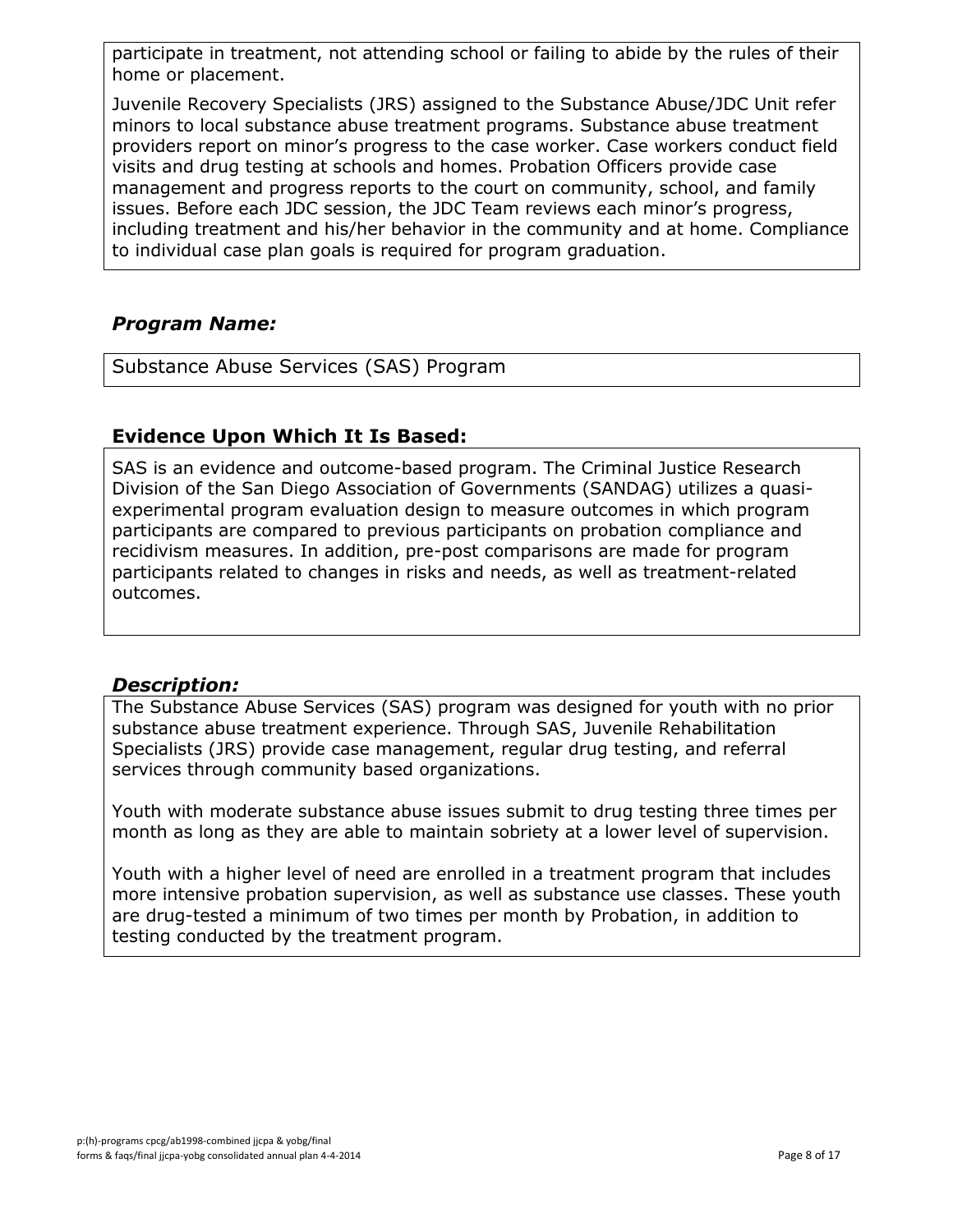participate in treatment, not attending school or failing to abide by the rules of their home or placement.

Juvenile Recovery Specialists (JRS) assigned to the Substance Abuse/JDC Unit refer minors to local substance abuse treatment programs. Substance abuse treatment providers report on minor's progress to the case worker. Case workers conduct field visits and drug testing at schools and homes. Probation Officers provide case management and progress reports to the court on community, school, and family issues. Before each JDC session, the JDC Team reviews each minor's progress, including treatment and his/her behavior in the community and at home. Compliance to individual case plan goals is required for program graduation.

### *Program Name:*

Substance Abuse Services (SAS) Program

### **Evidence Upon Which It Is Based:**

SAS is an evidence and outcome-based program. The Criminal Justice Research Division of the San Diego Association of Governments (SANDAG) utilizes a quasi-experimental program evaluation design to measure outcomes in which program participants are compared to previous participants on probation compliance and recidivism measures. In addition, pre-post comparisons are made for program participants related to changes in risks and needs, as well as treatment-related outcomes.

### *Description:*

The Substance Abuse Services (SAS) program was designed for youth with no prior substance abuse treatment experience. Through SAS, Juvenile Rehabilitation Specialists (JRS) provide case management, regular drug testing, and referral services through community based organizations.

Youth with moderate substance abuse issues submit to drug testing three times per month as long as they are able to maintain sobriety at a lower level of supervision.

Youth with a higher level of need are enrolled in a treatment program that includes more intensive probation supervision, as well as substance use classes. These youth are drug-tested a minimum of two times per month by Probation, in addition to testing conducted by the treatment program.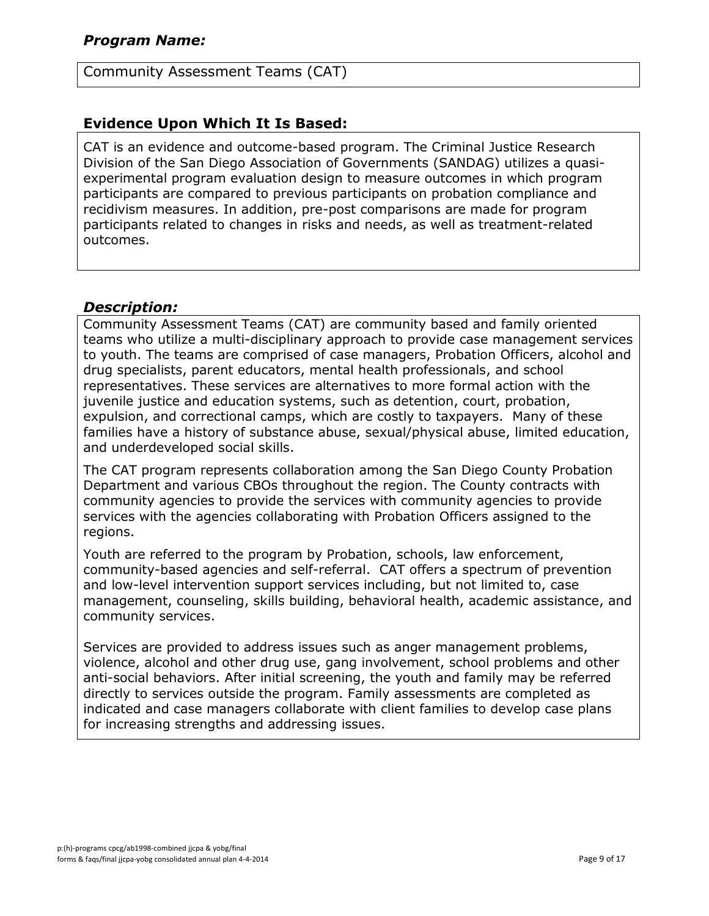### *Program Name:*

Community Assessment Teams (CAT)

### **Evidence Upon Which It Is Based:**

CAT is an evidence and outcome-based program. The Criminal Justice Research Division of the San Diego Association of Governments (SANDAG) utilizes a quasi-experimental program evaluation design to measure outcomes in which program participants are compared to previous participants on probation compliance and recidivism measures. In addition, pre-post comparisons are made for program participants related to changes in risks and needs, as well as treatment-related outcomes.

### *Description:*

Community Assessment Teams (CAT) are community based and family oriented teams who utilize a multi-disciplinary approach to provide case management services to youth. The teams are comprised of case managers, Probation Officers, alcohol and drug specialists, parent educators, mental health professionals, and school representatives. These services are alternatives to more formal action with the juvenile justice and education systems, such as detention, court, probation, expulsion, and correctional camps, which are costly to taxpayers. Many of these families have a history of substance abuse, sexual/physical abuse, limited education, and underdeveloped social skills.

The CAT program represents collaboration among the San Diego County Probation Department and various CBOs throughout the region. The County contracts with community agencies to provide the services with community agencies to provide services with the agencies collaborating with Probation Officers assigned to the regions.

Youth are referred to the program by Probation, schools, law enforcement, community-based agencies and self-referral. CAT offers a spectrum of prevention and low-level intervention support services including, but not limited to, case management, counseling, skills building, behavioral health, academic assistance, and community services.

Services are provided to address issues such as anger management problems, violence, alcohol and other drug use, gang involvement, school problems and other anti-social behaviors. After initial screening, the youth and family may be referred directly to services outside the program. Family assessments are completed as indicated and case managers collaborate with client families to develop case plans for increasing strengths and addressing issues.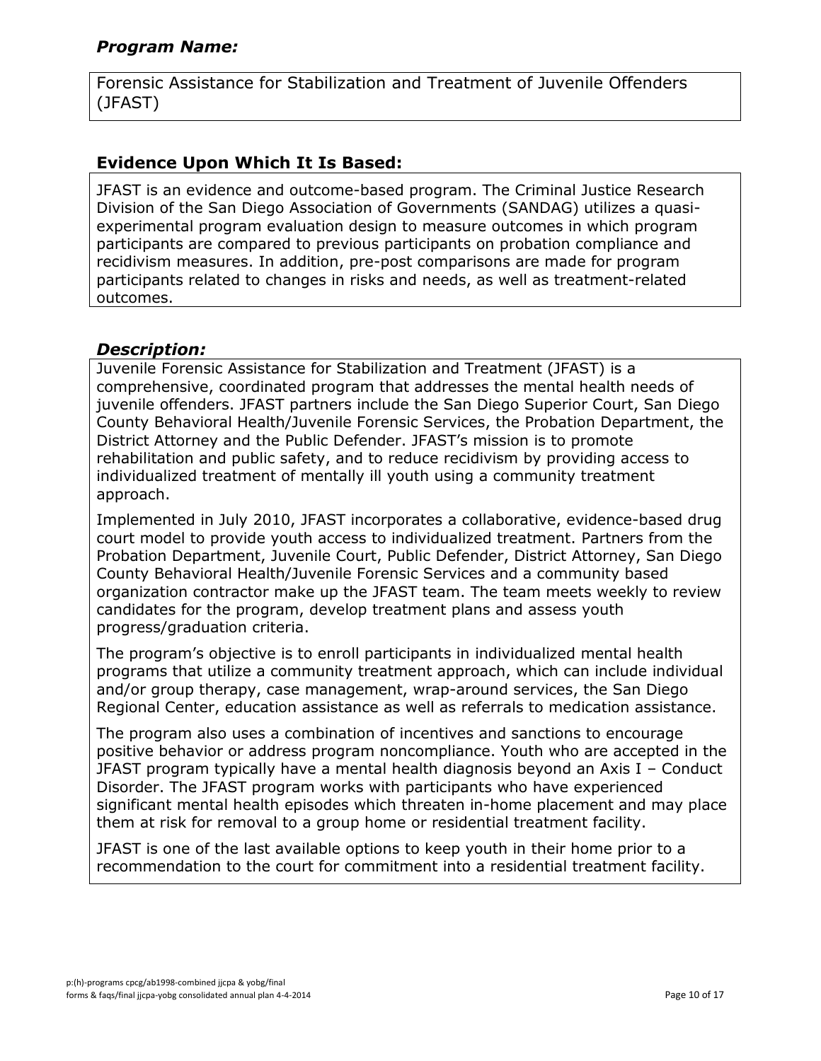## *Program Name:*

Forensic Assistance for Stabilization and Treatment of Juvenile Offenders (JFAST)

## Evidence Upon Which It Is Based:

JFAST is an evidence and outcome-based program. The Criminal Justice Research Division of the San Diego Association of Governments (SANDAG) utilizes a quasi-experimental program evaluation design to measure outcomes in which program participants are compared to previous participants on probation compliance and recidivism measures. In addition, pre-post comparisons are made for program participants related to changes in risks and needs, as well as treatment-related outcomes.

## *Description:*

Juvenile Forensic Assistance for Stabilization and Treatment (JFAST) is a comprehensive, coordinated program that addresses the mental health needs of juvenile offenders. JFAST partners include the San Diego Superior Court, San Diego County Behavioral Health/Juvenile Forensic Services, the Probation Department, the District Attorney and the Public Defender. JFAST's mission is to promote rehabilitation and public safety, and to reduce recidivism by providing access to individualized treatment of mentally ill youth using a community treatment approach.

Implemented in July 2010, JFAST incorporates a collaborative, evidence-based drug court model to provide youth access to individualized treatment. Partners from the Probation Department, Juvenile Court, Public Defender, District Attorney, San Diego County Behavioral Health/Juvenile Forensic Services and a community based organization contractor make up the JFAST team. The team meets weekly to review candidates for the program, develop treatment plans and assess youth progress/graduation criteria.

The program's objective is to enroll participants in individualized mental health programs that utilize a community treatment approach, which can include individual and/or group therapy, case management, wrap-around services, the San Diego Regional Center, education assistance as well as referrals to medication assistance.

The program also uses a combination of incentives and sanctions to encourage positive behavior or address program noncompliance. Youth who are accepted in the JFAST program typically have a mental health diagnosis beyond an Axis I – Conduct Disorder. The JFAST program works with participants who have experienced significant mental health episodes which threaten in-home placement and may place them at risk for removal to a group home or residential treatment facility.

JFAST is one of the last available options to keep youth in their home prior to a recommendation to the court for commitment into a residential treatment facility.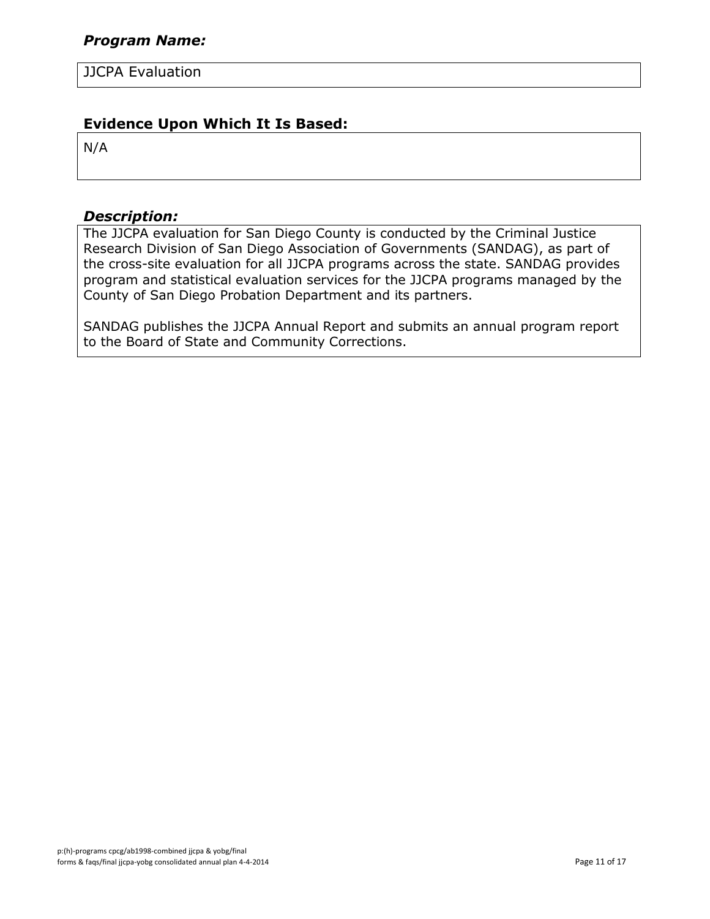### *Program Name:*

JJCPA Evaluation

### Evidence Upon Which It Is Based:

N/A

### *Description:*

The JJCPA evaluation for San Diego County is conducted by the Criminal Justice Research Division of San Diego Association of Governments (SANDAG), as part of the cross-site evaluation for all JJCPA programs across the state. SANDAG provides program and statistical evaluation services for the JJCPA programs managed by the County of San Diego Probation Department and its partners.

SANDAG publishes the JJCPA Annual Report and submits an annual program report to the Board of State and Community Corrections.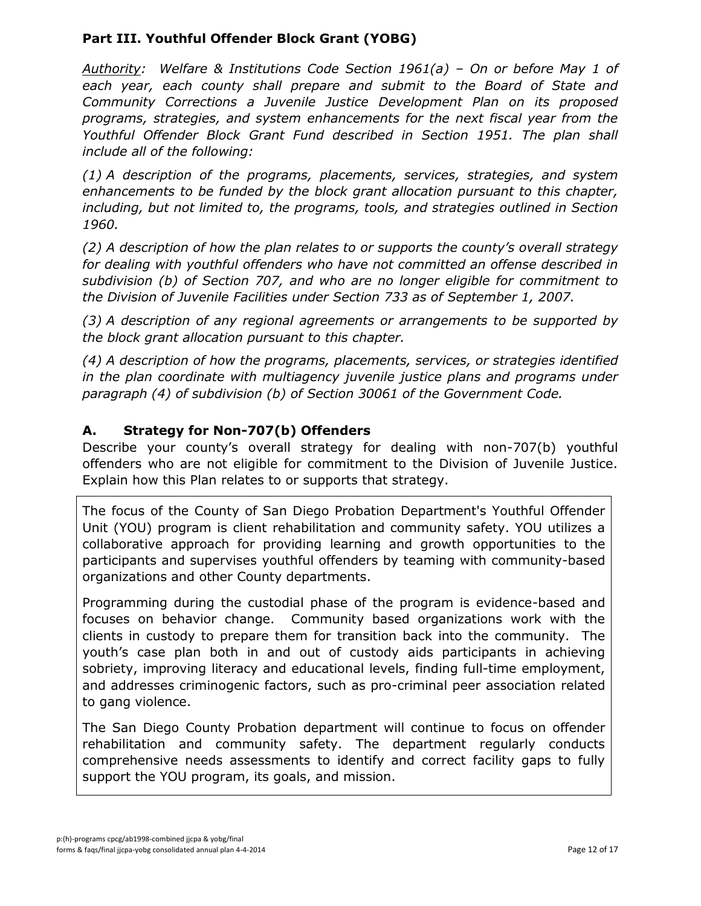## Part III. Youthful Offender Block Grant (YOBG)

*<u>Authority</u>: Welfare & Institutions Code Section 1961(a) – On or before May 1 of each year, each county shall prepare and submit to the Board of State and Community Corrections a Juvenile Justice Development Plan on its proposed programs, strategies, and system enhancements for the next fiscal year from the Youthful Offender Block Grant Fund described in Section 1951. The plan shall include all of the following:*

*(1) A description of the programs, placements, services, strategies, and system enhancements to be funded by the block grant allocation pursuant to this chapter, including, but not limited to, the programs, tools, and strategies outlined in Section 1960.*

*(2) A description of how the plan relates to or supports the county's overall strategy for dealing with youthful offenders who have not committed an offense described in subdivision (b) of Section 707, and who are no longer eligible for commitment to the Division of Juvenile Facilities under Section 733 as of September 1, 2007.*

*(3) A description of any regional agreements or arrangements to be supported by the block grant allocation pursuant to this chapter.*

*(4) A description of how the programs, placements, services, or strategies identified in the plan coordinate with multiagency juvenile justice plans and programs under paragraph (4) of subdivision (b) of Section 30061 of the Government Code.*

### A. Strategy for Non-707(b) Offenders

Describe your county's overall strategy for dealing with non-707(b) youthful offenders who are not eligible for commitment to the Division of Juvenile Justice. Explain how this Plan relates to or supports that strategy.

The focus of the County of San Diego Probation Department's Youthful Offender Unit (YOU) program is client rehabilitation and community safety. YOU utilizes a collaborative approach for providing learning and growth opportunities to the participants and supervises youthful offenders by teaming with community-based organizations and other County departments.

Programming during the custodial phase of the program is evidence-based and focuses on behavior change. Community based organizations work with the clients in custody to prepare them for transition back into the community. The youth's case plan both in and out of custody aids participants in achieving sobriety, improving literacy and educational levels, finding full-time employment, and addresses criminogenic factors, such as pro-criminal peer association related to gang violence.

The San Diego County Probation department will continue to focus on offender rehabilitation and community safety. The department regularly conducts comprehensive needs assessments to identify and correct facility gaps to fully support the YOU program, its goals, and mission.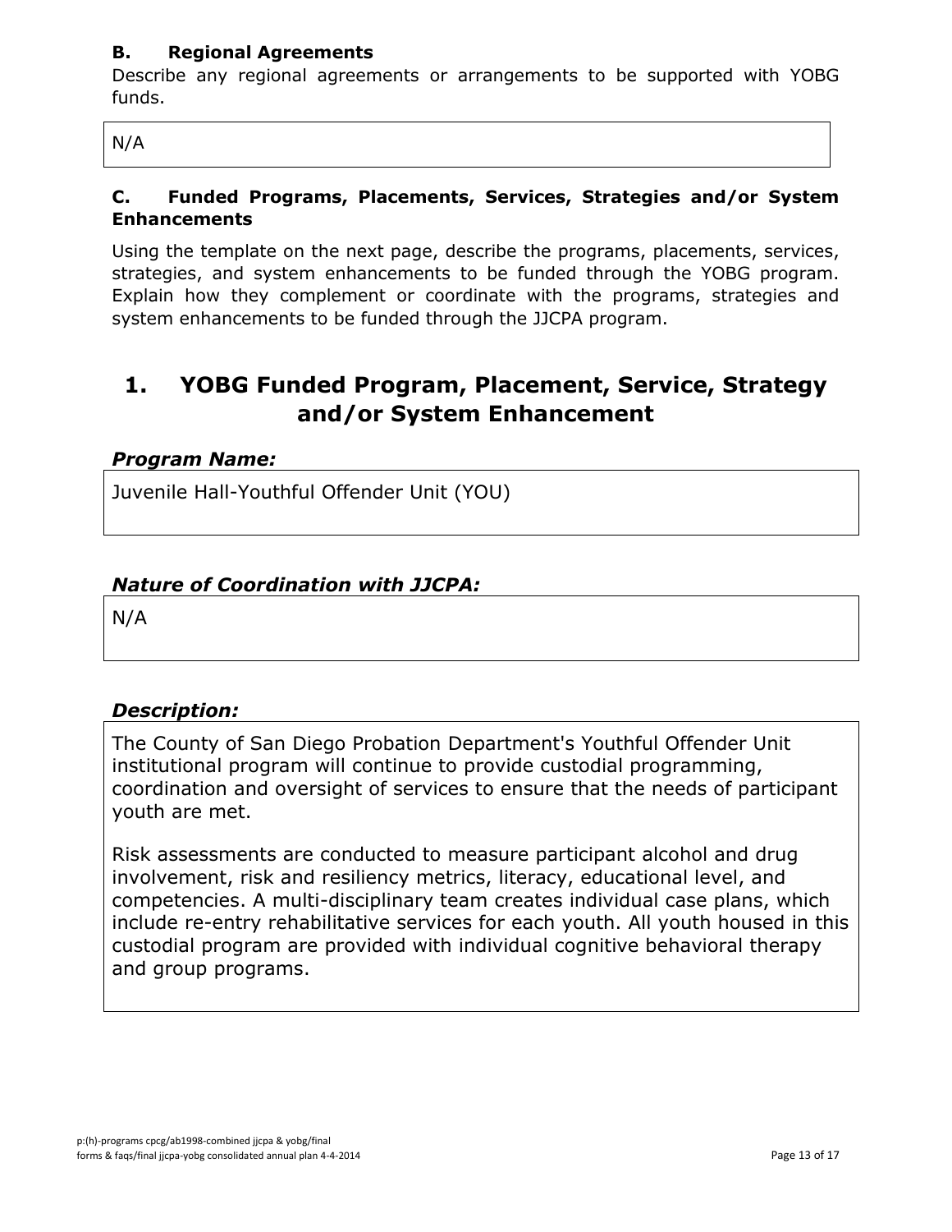### B. Regional Agreements

Describe any regional agreements or arrangements to be supported with YOBG funds.

N/A

### C. Funded Programs, Placements, Services, Strategies and/or System Enhancements

Using the template on the next page, describe the programs, placements, services, strategies, and system enhancements to be funded through the YOBG program. Explain how they complement or coordinate with the programs, strategies and system enhancements to be funded through the JJCPA program.

## 1. YOBG Funded Program, Placement, Service, Strategy and/or System Enhancement

***Program Name:***

Juvenile Hall-Youthful Offender Unit (YOU)

***Nature of Coordination with JJCPA:***

N/A

***Description:***

The County of San Diego Probation Department's Youthful Offender Unit institutional program will continue to provide custodial programming, coordination and oversight of services to ensure that the needs of participant youth are met.

Risk assessments are conducted to measure participant alcohol and drug involvement, risk and resiliency metrics, literacy, educational level, and competencies. A multi-disciplinary team creates individual case plans, which include re-entry rehabilitative services for each youth. All youth housed in this custodial program are provided with individual cognitive behavioral therapy and group programs.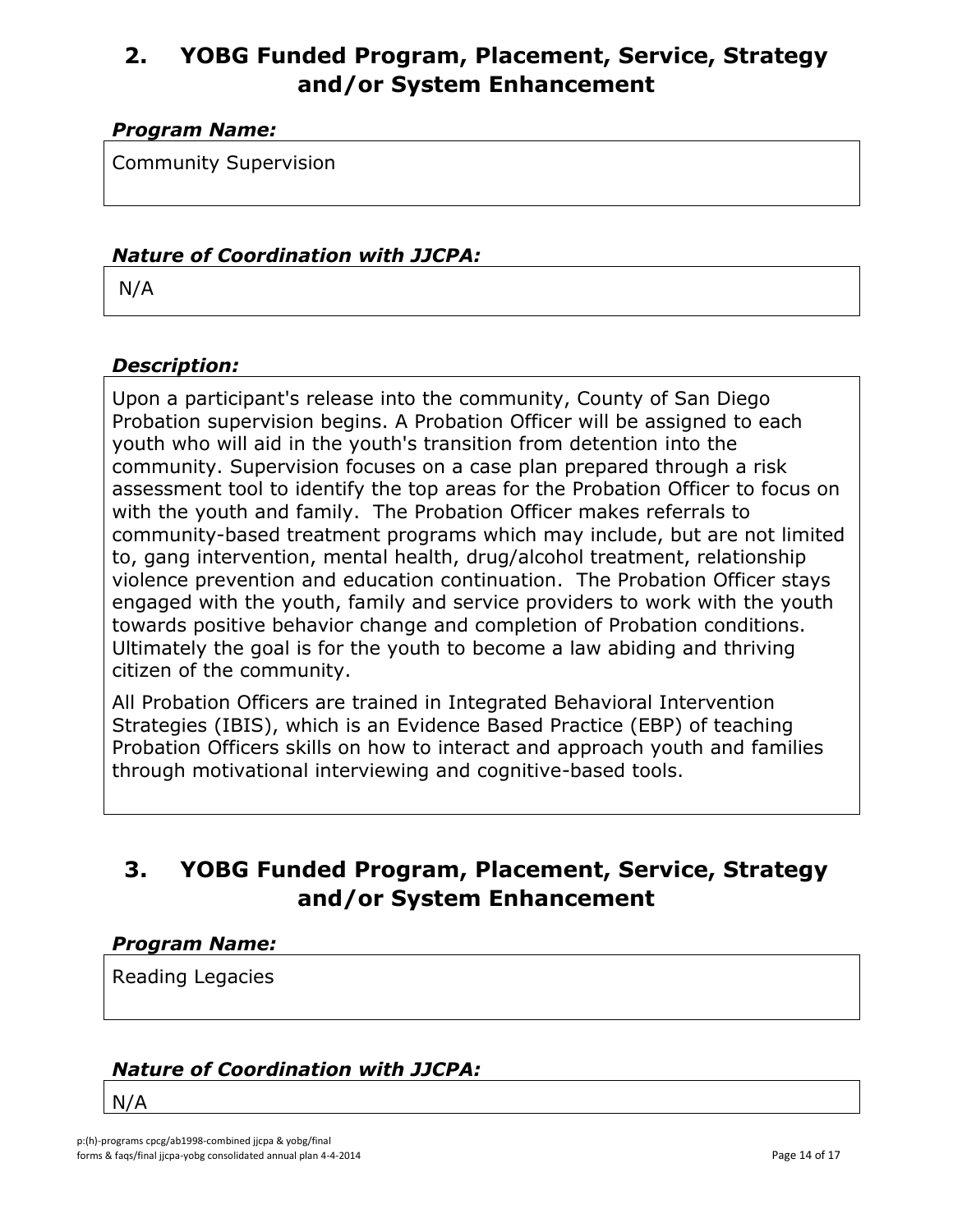## 2. YOBG Funded Program, Placement, Service, Strategy and/or System Enhancement

***Program Name:***

Community Supervision

***Nature of Coordination with JJCPA:***

N/A

***Description:***

Upon a participant's release into the community, County of San Diego Probation supervision begins. A Probation Officer will be assigned to each youth who will aid in the youth's transition from detention into the community. Supervision focuses on a case plan prepared through a risk assessment tool to identify the top areas for the Probation Officer to focus on with the youth and family. The Probation Officer makes referrals to community-based treatment programs which may include, but are not limited to, gang intervention, mental health, drug/alcohol treatment, relationship violence prevention and education continuation. The Probation Officer stays engaged with the youth, family and service providers to work with the youth towards positive behavior change and completion of Probation conditions. Ultimately the goal is for the youth to become a law abiding and thriving citizen of the community.

All Probation Officers are trained in Integrated Behavioral Intervention Strategies (IBIS), which is an Evidence Based Practice (EBP) of teaching Probation Officers skills on how to interact and approach youth and families through motivational interviewing and cognitive-based tools.

## 3. YOBG Funded Program, Placement, Service, Strategy and/or System Enhancement

***Program Name:***

Reading Legacies

***Nature of Coordination with JJCPA:***

N/A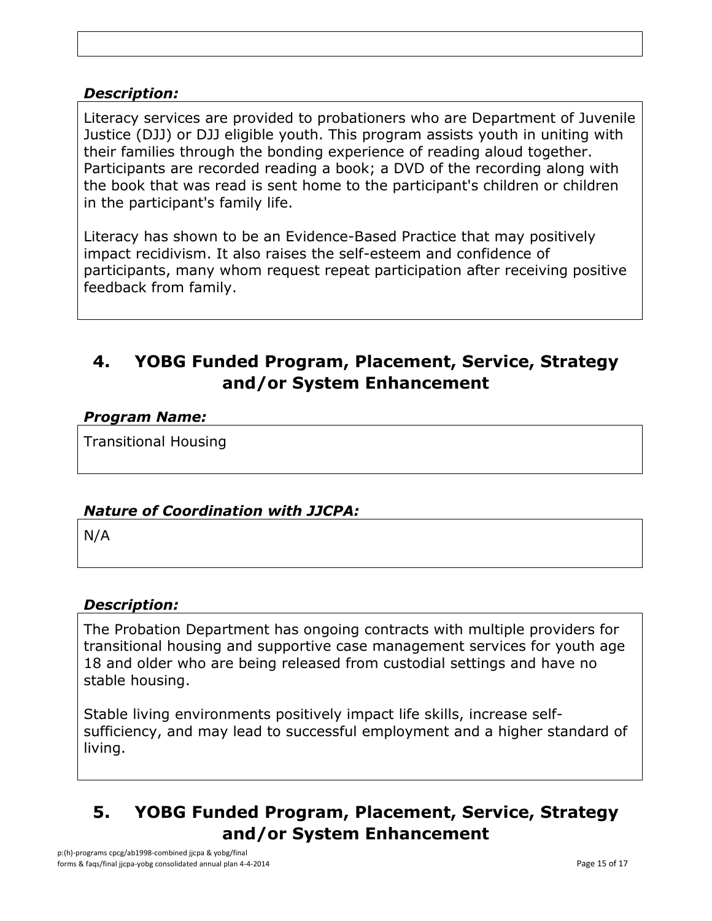***Description:***

Literacy services are provided to probationers who are Department of Juvenile Justice (DJJ) or DJJ eligible youth. This program assists youth in uniting with their families through the bonding experience of reading aloud together. Participants are recorded reading a book; a DVD of the recording along with the book that was read is sent home to the participant's children or children in the participant's family life.

Literacy has shown to be an Evidence-Based Practice that may positively impact recidivism. It also raises the self-esteem and confidence of participants, many whom request repeat participation after receiving positive feedback from family.

## 4. YOBG Funded Program, Placement, Service, Strategy and/or System Enhancement

***Program Name:***

Transitional Housing

***Nature of Coordination with JJCPA:***

N/A

***Description:***

The Probation Department has ongoing contracts with multiple providers for transitional housing and supportive case management services for youth age 18 and older who are being released from custodial settings and have no stable housing.

Stable living environments positively impact life skills, increase self-sufficiency, and may lead to successful employment and a higher standard of living.

## 5. YOBG Funded Program, Placement, Service, Strategy and/or System Enhancement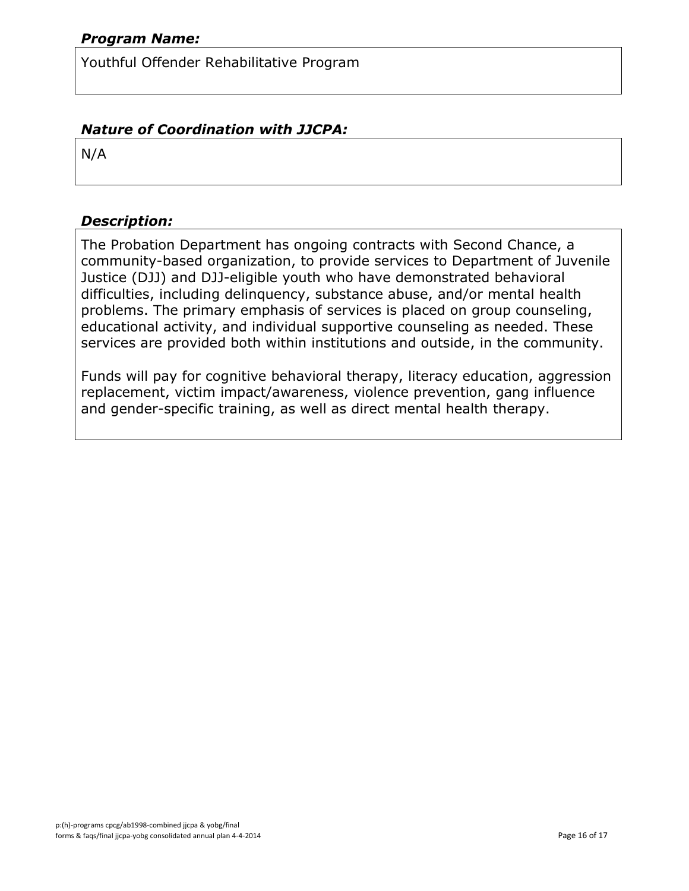***Program Name:***

Youthful Offender Rehabilitative Program

***Nature of Coordination with JJCPA:***

N/A

***Description:***

The Probation Department has ongoing contracts with Second Chance, a community-based organization, to provide services to Department of Juvenile Justice (DJJ) and DJJ-eligible youth who have demonstrated behavioral difficulties, including delinquency, substance abuse, and/or mental health problems. The primary emphasis of services is placed on group counseling, educational activity, and individual supportive counseling as needed. These services are provided both within institutions and outside, in the community.

Funds will pay for cognitive behavioral therapy, literacy education, aggression replacement, victim impact/awareness, violence prevention, gang influence and gender-specific training, as well as direct mental health therapy.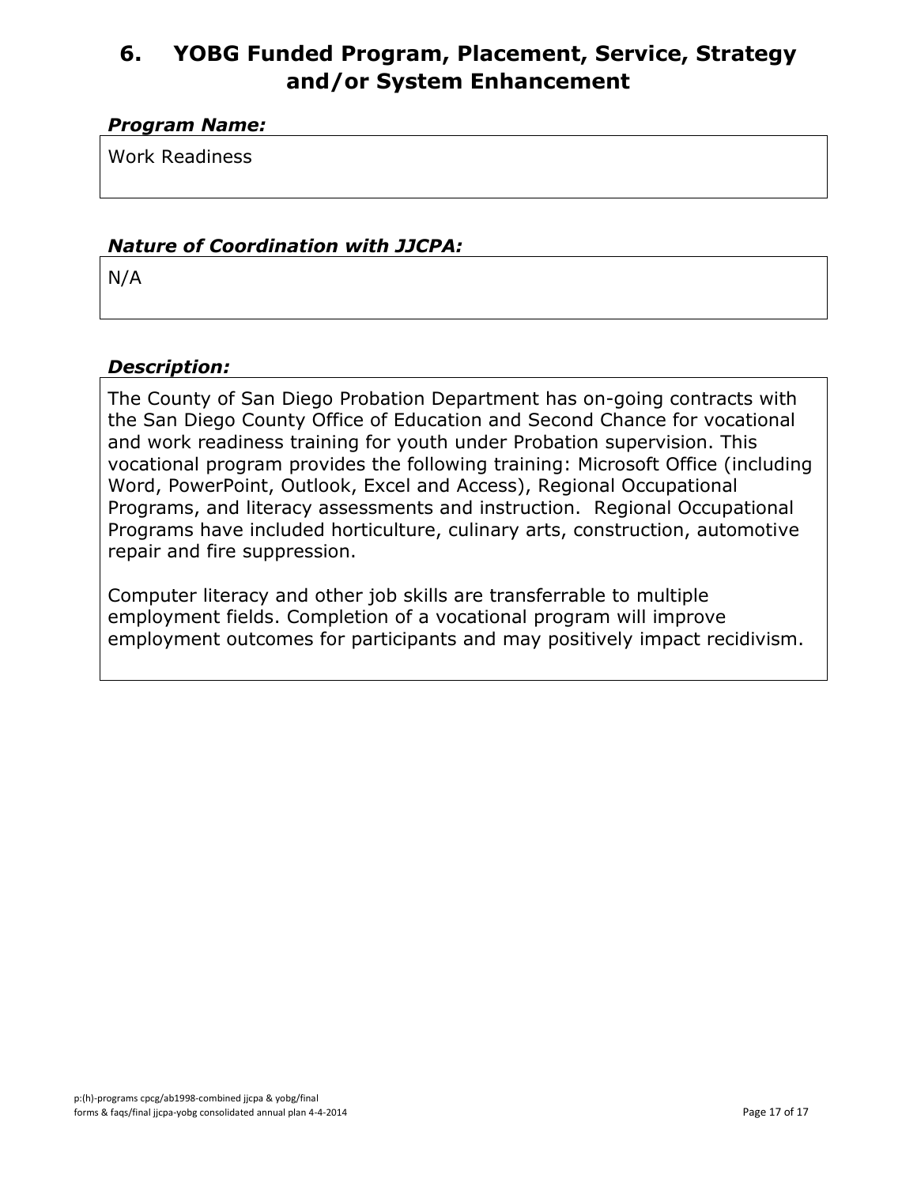## 6. YOBG Funded Program, Placement, Service, Strategy and/or System Enhancement

***Program Name:***

Work Readiness

***Nature of Coordination with JJCPA:***

N/A

***Description:***

The County of San Diego Probation Department has on-going contracts with the San Diego County Office of Education and Second Chance for vocational and work readiness training for youth under Probation supervision. This vocational program provides the following training: Microsoft Office (including Word, PowerPoint, Outlook, Excel and Access), Regional Occupational Programs, and literacy assessments and instruction. Regional Occupational Programs have included horticulture, culinary arts, construction, automotive repair and fire suppression.

Computer literacy and other job skills are transferrable to multiple employment fields. Completion of a vocational program will improve employment outcomes for participants and may positively impact recidivism.